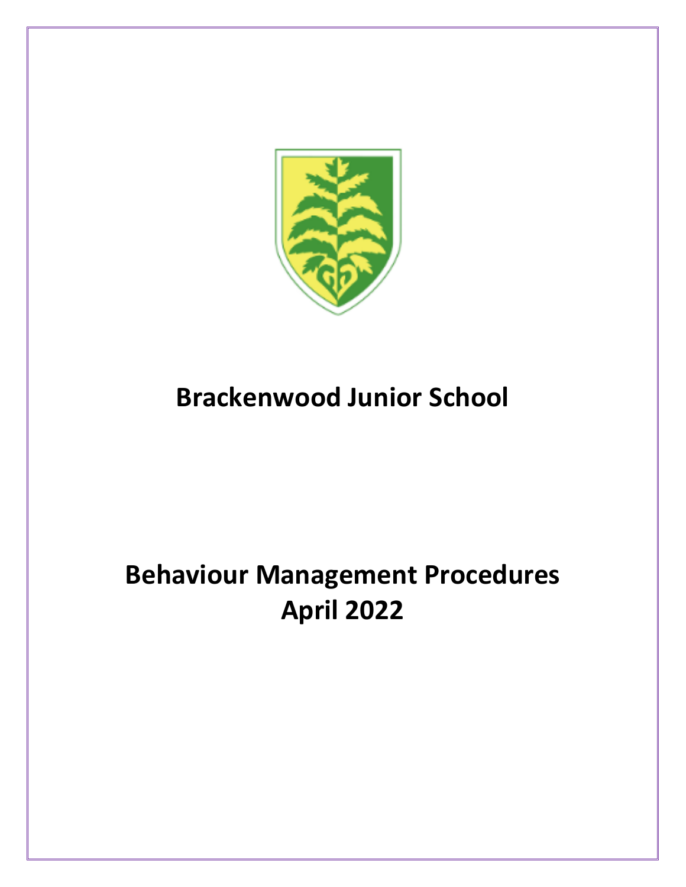# Brackenwood Junior School

# Behaviour Management Procedures
# April 2022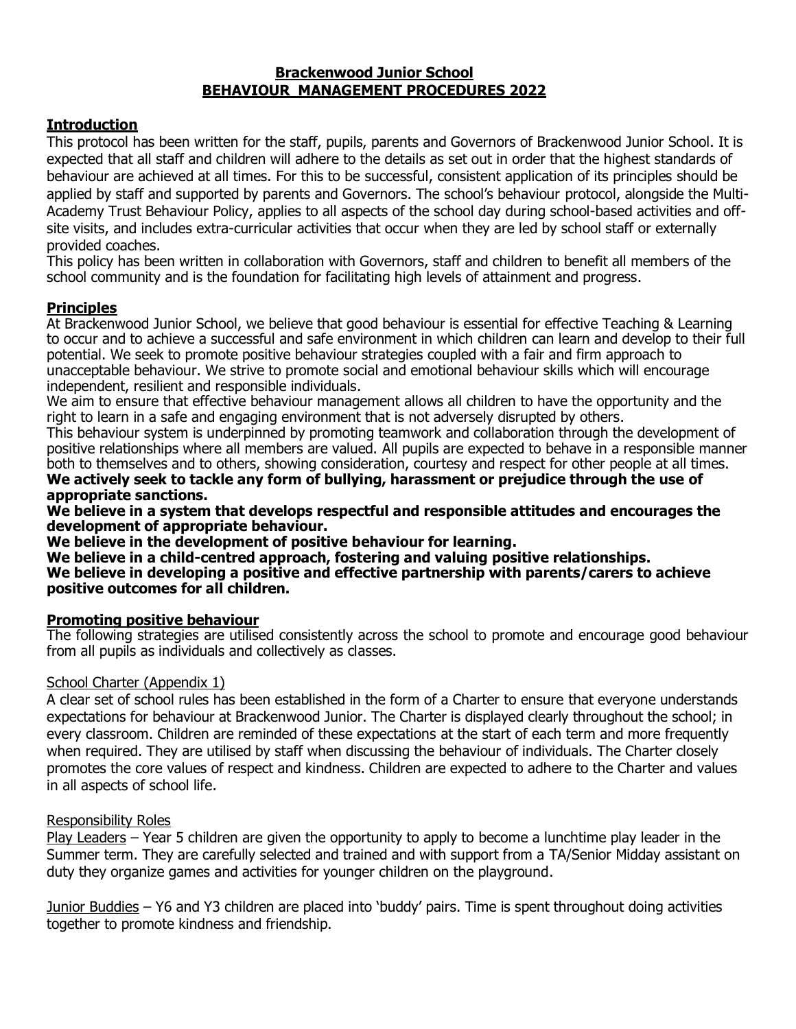# Brackenwood Junior School
# BEHAVIOUR MANAGEMENT PROCEDURES 2022

## Introduction

This protocol has been written for the staff, pupils, parents and Governors of Brackenwood Junior School. It is expected that all staff and children will adhere to the details as set out in order that the highest standards of behaviour are achieved at all times. For this to be successful, consistent application of its principles should be applied by staff and supported by parents and Governors. The school's behaviour protocol, alongside the Multi-Academy Trust Behaviour Policy, applies to all aspects of the school day during school-based activities and off-site visits, and includes extra-curricular activities that occur when they are led by school staff or externally provided coaches.

This policy has been written in collaboration with Governors, staff and children to benefit all members of the school community and is the foundation for facilitating high levels of attainment and progress.

## Principles

At Brackenwood Junior School, we believe that good behaviour is essential for effective Teaching & Learning to occur and to achieve a successful and safe environment in which children can learn and develop to their full potential. We seek to promote positive behaviour strategies coupled with a fair and firm approach to unacceptable behaviour. We strive to promote social and emotional behaviour skills which will encourage independent, resilient and responsible individuals.

We aim to ensure that effective behaviour management allows all children to have the opportunity and the right to learn in a safe and engaging environment that is not adversely disrupted by others.

This behaviour system is underpinned by promoting teamwork and collaboration through the development of positive relationships where all members are valued. All pupils are expected to behave in a responsible manner both to themselves and to others, showing consideration, courtesy and respect for other people at all times.

**We actively seek to tackle any form of bullying, harassment or prejudice through the use of appropriate sanctions.**

**We believe in a system that develops respectful and responsible attitudes and encourages the development of appropriate behaviour.**

**We believe in the development of positive behaviour for learning.**

**We believe in a child-centred approach, fostering and valuing positive relationships.**

**We believe in developing a positive and effective partnership with parents/carers to achieve positive outcomes for all children.**

## Promoting positive behaviour

The following strategies are utilised consistently across the school to promote and encourage good behaviour from all pupils as individuals and collectively as classes.

### School Charter (Appendix 1)

A clear set of school rules has been established in the form of a Charter to ensure that everyone understands expectations for behaviour at Brackenwood Junior. The Charter is displayed clearly throughout the school; in every classroom. Children are reminded of these expectations at the start of each term and more frequently when required. They are utilised by staff when discussing the behaviour of individuals. The Charter closely promotes the core values of respect and kindness. Children are expected to adhere to the Charter and values in all aspects of school life.

### Responsibility Roles

Play Leaders – Year 5 children are given the opportunity to apply to become a lunchtime play leader in the Summer term. They are carefully selected and trained and with support from a TA/Senior Midday assistant on duty they organize games and activities for younger children on the playground.

Junior Buddies – Y6 and Y3 children are placed into 'buddy' pairs. Time is spent throughout doing activities together to promote kindness and friendship.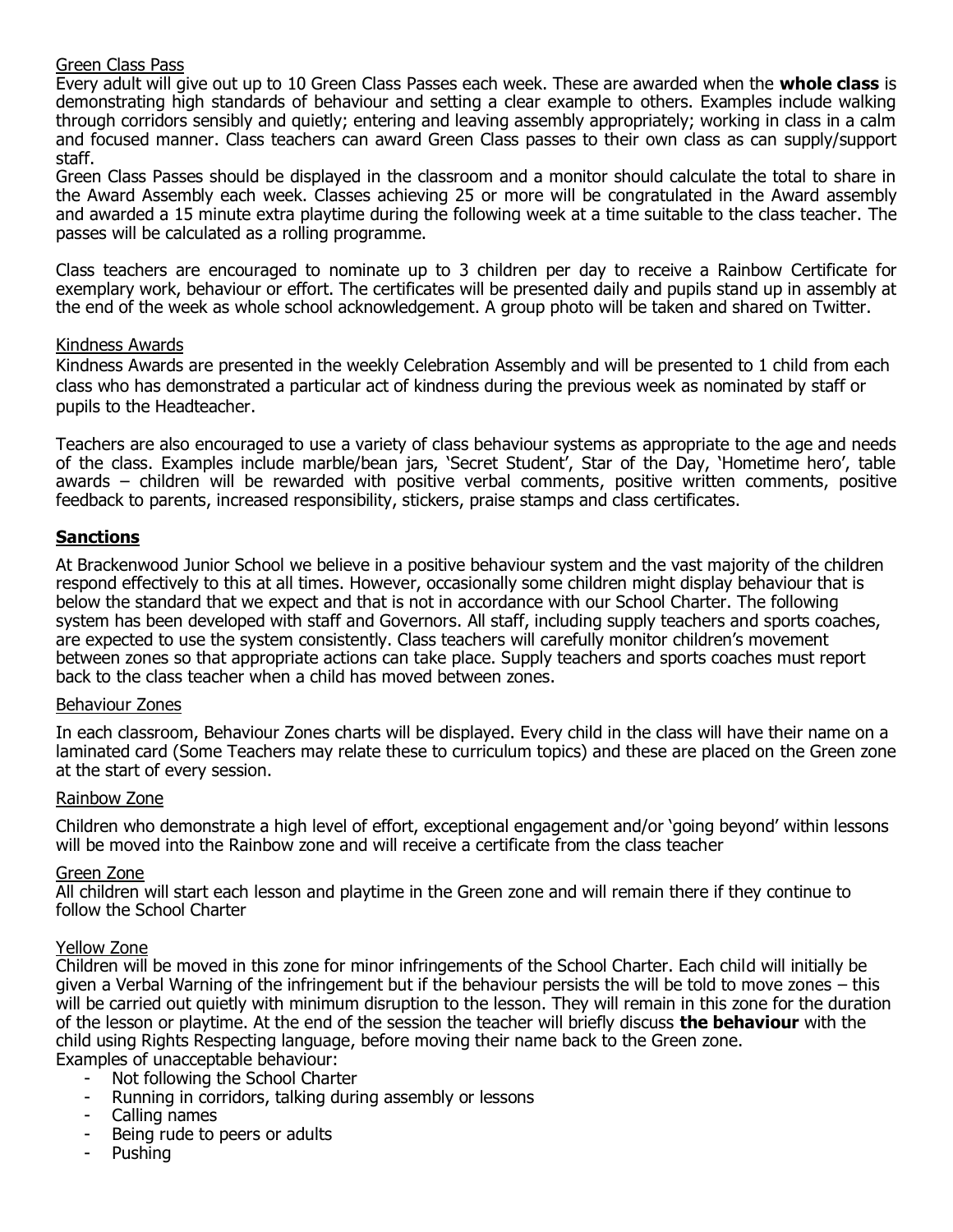Green Class Pass

Every adult will give out up to 10 Green Class Passes each week. These are awarded when the **whole class** is demonstrating high standards of behaviour and setting a clear example to others. Examples include walking through corridors sensibly and quietly; entering and leaving assembly appropriately; working in class in a calm and focused manner. Class teachers can award Green Class passes to their own class as can supply/support staff.

Green Class Passes should be displayed in the classroom and a monitor should calculate the total to share in the Award Assembly each week. Classes achieving 25 or more will be congratulated in the Award assembly and awarded a 15 minute extra playtime during the following week at a time suitable to the class teacher. The passes will be calculated as a rolling programme.

Class teachers are encouraged to nominate up to 3 children per day to receive a Rainbow Certificate for exemplary work, behaviour or effort. The certificates will be presented daily and pupils stand up in assembly at the end of the week as whole school acknowledgement. A group photo will be taken and shared on Twitter.

Kindness Awards

Kindness Awards are presented in the weekly Celebration Assembly and will be presented to 1 child from each class who has demonstrated a particular act of kindness during the previous week as nominated by staff or pupils to the Headteacher.

Teachers are also encouraged to use a variety of class behaviour systems as appropriate to the age and needs of the class. Examples include marble/bean jars, 'Secret Student', Star of the Day, 'Hometime hero', table awards – children will be rewarded with positive verbal comments, positive written comments, positive feedback to parents, increased responsibility, stickers, praise stamps and class certificates.

## Sanctions

At Brackenwood Junior School we believe in a positive behaviour system and the vast majority of the children respond effectively to this at all times. However, occasionally some children might display behaviour that is below the standard that we expect and that is not in accordance with our School Charter. The following system has been developed with staff and Governors. All staff, including supply teachers and sports coaches, are expected to use the system consistently. Class teachers will carefully monitor children's movement between zones so that appropriate actions can take place. Supply teachers and sports coaches must report back to the class teacher when a child has moved between zones.

Behaviour Zones

In each classroom, Behaviour Zones charts will be displayed. Every child in the class will have their name on a laminated card (Some Teachers may relate these to curriculum topics) and these are placed on the Green zone at the start of every session.

Rainbow Zone

Children who demonstrate a high level of effort, exceptional engagement and/or 'going beyond' within lessons will be moved into the Rainbow zone and will receive a certificate from the class teacher

Green Zone

All children will start each lesson and playtime in the Green zone and will remain there if they continue to follow the School Charter

Yellow Zone

Children will be moved in this zone for minor infringements of the School Charter. Each child will initially be given a Verbal Warning of the infringement but if the behaviour persists the will be told to move zones – this will be carried out quietly with minimum disruption to the lesson. They will remain in this zone for the duration of the lesson or playtime. At the end of the session the teacher will briefly discuss **the behaviour** with the child using Rights Respecting language, before moving their name back to the Green zone.

Examples of unacceptable behaviour:

- Not following the School Charter
- Running in corridors, talking during assembly or lessons
- Calling names
- Being rude to peers or adults
- Pushing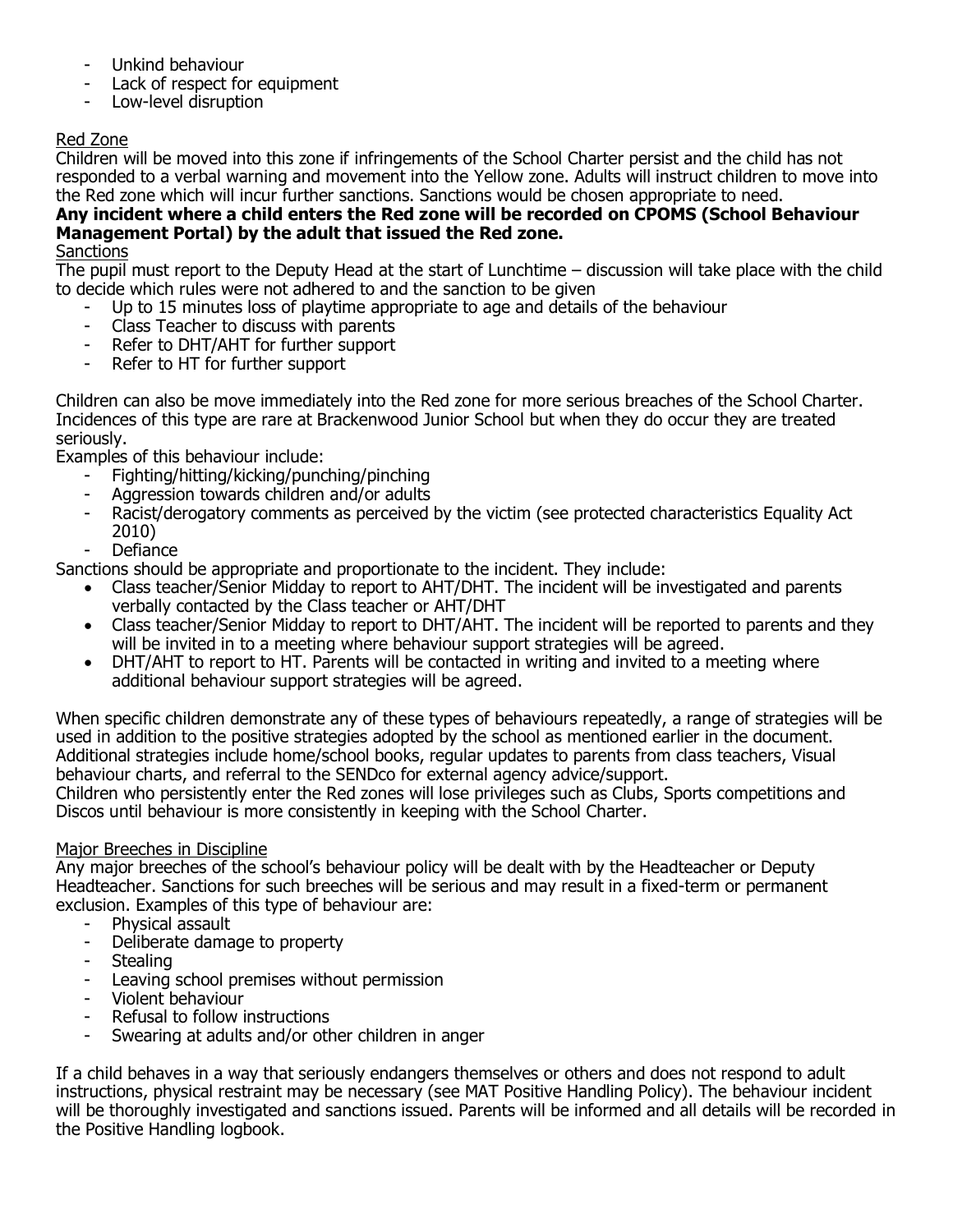- Unkind behaviour
- Lack of respect for equipment
- Low-level disruption

<u>Red Zone</u>

Children will be moved into this zone if infringements of the School Charter persist and the child has not responded to a verbal warning and movement into the Yellow zone. Adults will instruct children to move into the Red zone which will incur further sanctions. Sanctions would be chosen appropriate to need.

**Any incident where a child enters the Red zone will be recorded on CPOMS (School Behaviour Management Portal) by the adult that issued the Red zone.**

<u>Sanctions</u>

The pupil must report to the Deputy Head at the start of Lunchtime – discussion will take place with the child to decide which rules were not adhered to and the sanction to be given

- Up to 15 minutes loss of playtime appropriate to age and details of the behaviour
- Class Teacher to discuss with parents
- Refer to DHT/AHT for further support
- Refer to HT for further support

Children can also be move immediately into the Red zone for more serious breaches of the School Charter. Incidences of this type are rare at Brackenwood Junior School but when they do occur they are treated seriously.

Examples of this behaviour include:

- Fighting/hitting/kicking/punching/pinching
- Aggression towards children and/or adults
- Racist/derogatory comments as perceived by the victim (see protected characteristics Equality Act 2010)
- Defiance

Sanctions should be appropriate and proportionate to the incident. They include:

- Class teacher/Senior Midday to report to AHT/DHT. The incident will be investigated and parents verbally contacted by the Class teacher or AHT/DHT
- Class teacher/Senior Midday to report to DHT/AHT. The incident will be reported to parents and they will be invited in to a meeting where behaviour support strategies will be agreed.
- DHT/AHT to report to HT. Parents will be contacted in writing and invited to a meeting where additional behaviour support strategies will be agreed.

When specific children demonstrate any of these types of behaviours repeatedly, a range of strategies will be used in addition to the positive strategies adopted by the school as mentioned earlier in the document. Additional strategies include home/school books, regular updates to parents from class teachers, Visual behaviour charts, and referral to the SENDco for external agency advice/support.

Children who persistently enter the Red zones will lose privileges such as Clubs, Sports competitions and Discos until behaviour is more consistently in keeping with the School Charter.

<u>Major Breeches in Discipline</u>

Any major breeches of the school's behaviour policy will be dealt with by the Headteacher or Deputy Headteacher. Sanctions for such breeches will be serious and may result in a fixed-term or permanent exclusion. Examples of this type of behaviour are:

- Physical assault
- Deliberate damage to property
- Stealing
- Leaving school premises without permission
- Violent behaviour
- Refusal to follow instructions
- Swearing at adults and/or other children in anger

If a child behaves in a way that seriously endangers themselves or others and does not respond to adult instructions, physical restraint may be necessary (see MAT Positive Handling Policy). The behaviour incident will be thoroughly investigated and sanctions issued. Parents will be informed and all details will be recorded in the Positive Handling logbook.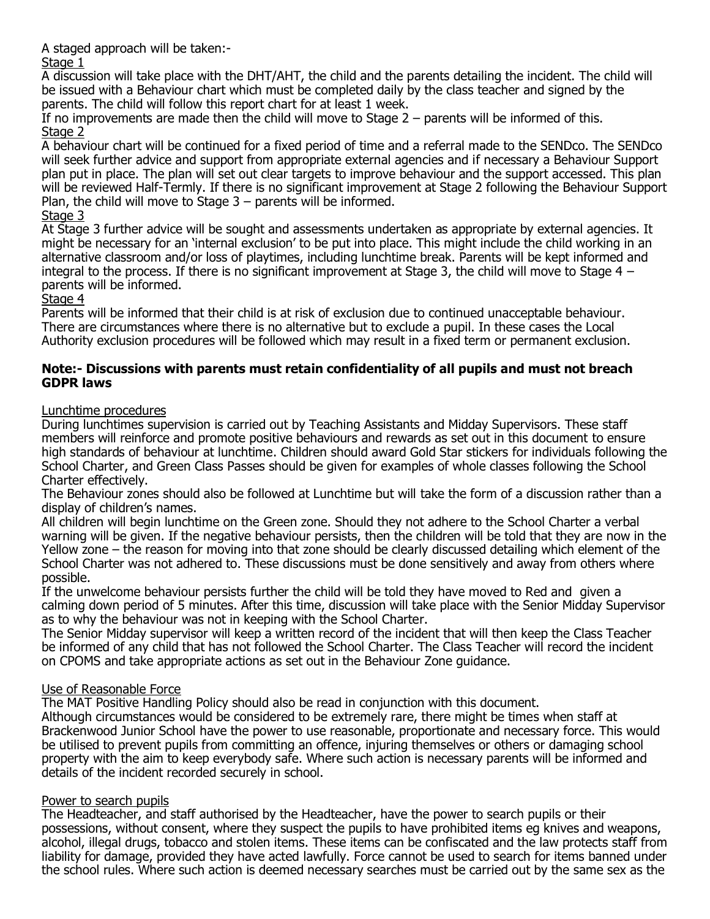A staged approach will be taken:-

Stage 1

A discussion will take place with the DHT/AHT, the child and the parents detailing the incident. The child will be issued with a Behaviour chart which must be completed daily by the class teacher and signed by the parents. The child will follow this report chart for at least 1 week.

If no improvements are made then the child will move to Stage 2 – parents will be informed of this.

Stage 2

A behaviour chart will be continued for a fixed period of time and a referral made to the SENDco. The SENDco will seek further advice and support from appropriate external agencies and if necessary a Behaviour Support plan put in place. The plan will set out clear targets to improve behaviour and the support accessed. This plan will be reviewed Half-Termly. If there is no significant improvement at Stage 2 following the Behaviour Support Plan, the child will move to Stage 3 – parents will be informed.

Stage 3

At Stage 3 further advice will be sought and assessments undertaken as appropriate by external agencies. It might be necessary for an 'internal exclusion' to be put into place. This might include the child working in an alternative classroom and/or loss of playtimes, including lunchtime break. Parents will be kept informed and integral to the process. If there is no significant improvement at Stage 3, the child will move to Stage 4 – parents will be informed.

Stage 4

Parents will be informed that their child is at risk of exclusion due to continued unacceptable behaviour. There are circumstances where there is no alternative but to exclude a pupil. In these cases the Local Authority exclusion procedures will be followed which may result in a fixed term or permanent exclusion.

**Note:- Discussions with parents must retain confidentiality of all pupils and must not breach GDPR laws**

Lunchtime procedures

During lunchtimes supervision is carried out by Teaching Assistants and Midday Supervisors. These staff members will reinforce and promote positive behaviours and rewards as set out in this document to ensure high standards of behaviour at lunchtime. Children should award Gold Star stickers for individuals following the School Charter, and Green Class Passes should be given for examples of whole classes following the School Charter effectively.

The Behaviour zones should also be followed at Lunchtime but will take the form of a discussion rather than a display of children's names.

All children will begin lunchtime on the Green zone. Should they not adhere to the School Charter a verbal warning will be given. If the negative behaviour persists, then the children will be told that they are now in the Yellow zone – the reason for moving into that zone should be clearly discussed detailing which element of the School Charter was not adhered to. These discussions must be done sensitively and away from others where possible.

If the unwelcome behaviour persists further the child will be told they have moved to Red and given a calming down period of 5 minutes. After this time, discussion will take place with the Senior Midday Supervisor as to why the behaviour was not in keeping with the School Charter.

The Senior Midday supervisor will keep a written record of the incident that will then keep the Class Teacher be informed of any child that has not followed the School Charter. The Class Teacher will record the incident on CPOMS and take appropriate actions as set out in the Behaviour Zone guidance.

Use of Reasonable Force

The MAT Positive Handling Policy should also be read in conjunction with this document.

Although circumstances would be considered to be extremely rare, there might be times when staff at Brackenwood Junior School have the power to use reasonable, proportionate and necessary force. This would be utilised to prevent pupils from committing an offence, injuring themselves or others or damaging school property with the aim to keep everybody safe. Where such action is necessary parents will be informed and details of the incident recorded securely in school.

Power to search pupils

The Headteacher, and staff authorised by the Headteacher, have the power to search pupils or their possessions, without consent, where they suspect the pupils to have prohibited items eg knives and weapons, alcohol, illegal drugs, tobacco and stolen items. These items can be confiscated and the law protects staff from liability for damage, provided they have acted lawfully. Force cannot be used to search for items banned under the school rules. Where such action is deemed necessary searches must be carried out by the same sex as the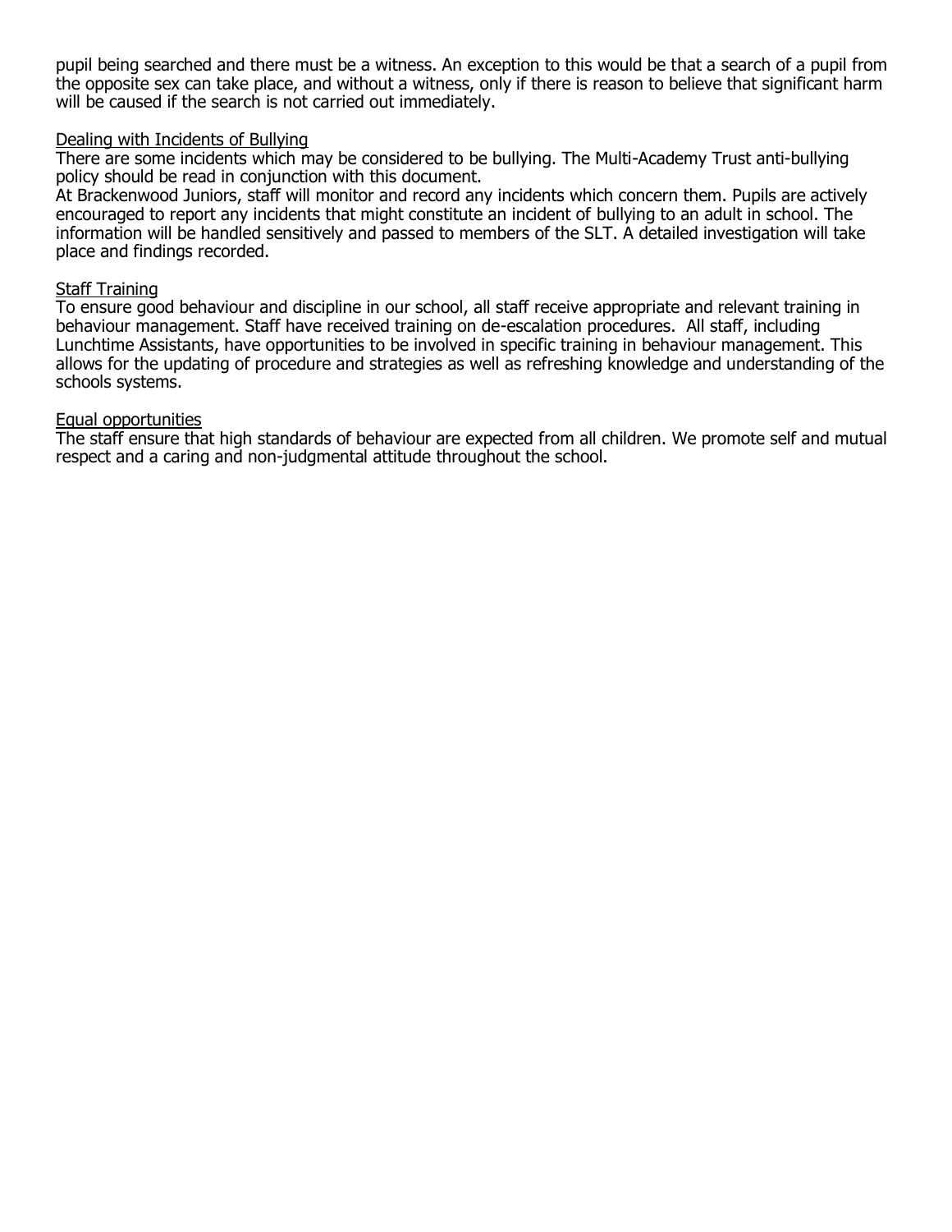pupil being searched and there must be a witness. An exception to this would be that a search of a pupil from the opposite sex can take place, and without a witness, only if there is reason to believe that significant harm will be caused if the search is not carried out immediately.

## Dealing with Incidents of Bullying

There are some incidents which may be considered to be bullying. The Multi-Academy Trust anti-bullying policy should be read in conjunction with this document.

At Brackenwood Juniors, staff will monitor and record any incidents which concern them. Pupils are actively encouraged to report any incidents that might constitute an incident of bullying to an adult in school. The information will be handled sensitively and passed to members of the SLT. A detailed investigation will take place and findings recorded.

## Staff Training

To ensure good behaviour and discipline in our school, all staff receive appropriate and relevant training in behaviour management. Staff have received training on de-escalation procedures. All staff, including Lunchtime Assistants, have opportunities to be involved in specific training in behaviour management. This allows for the updating of procedure and strategies as well as refreshing knowledge and understanding of the schools systems.

## Equal opportunities

The staff ensure that high standards of behaviour are expected from all children. We promote self and mutual respect and a caring and non-judgmental attitude throughout the school.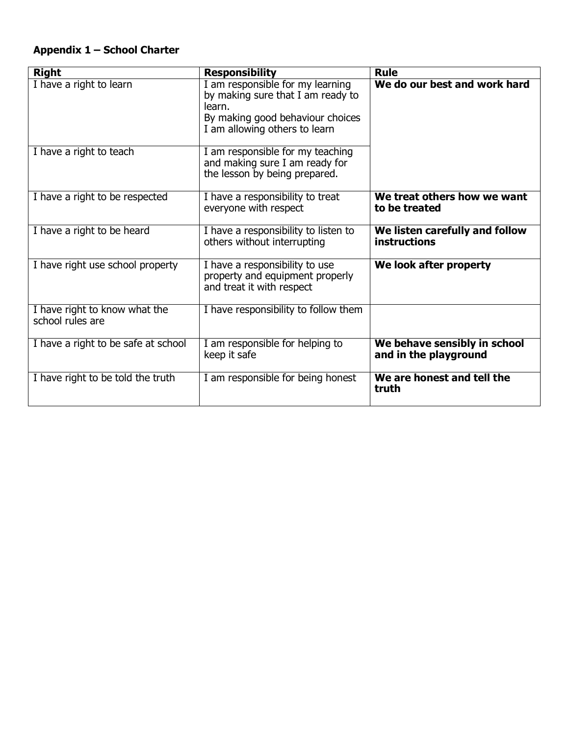**Appendix 1 – School Charter**

| Right | Responsibility | Rule |
|---|---|---|
| I have a right to learn | I am responsible for my learning by making sure that I am ready to learn.<br>By making good behaviour choices I am allowing others to learn | **We do our best and work hard** |
| I have a right to teach | I am responsible for my teaching and making sure I am ready for the lesson by being prepared. | |
| I have a right to be respected | I have a responsibility to treat everyone with respect | **We treat others how we want to be treated** |
| I have a right to be heard | I have a responsibility to listen to others without interrupting | **We listen carefully and follow instructions** |
| I have right use school property | I have a responsibility to use property and equipment properly and treat it with respect | **We look after property** |
| I have right to know what the school rules are | I have responsibility to follow them | |
| I have a right to be safe at school | I am responsible for helping to keep it safe | **We behave sensibly in school and in the playground** |
| I have right to be told the truth | I am responsible for being honest | **We are honest and tell the truth** |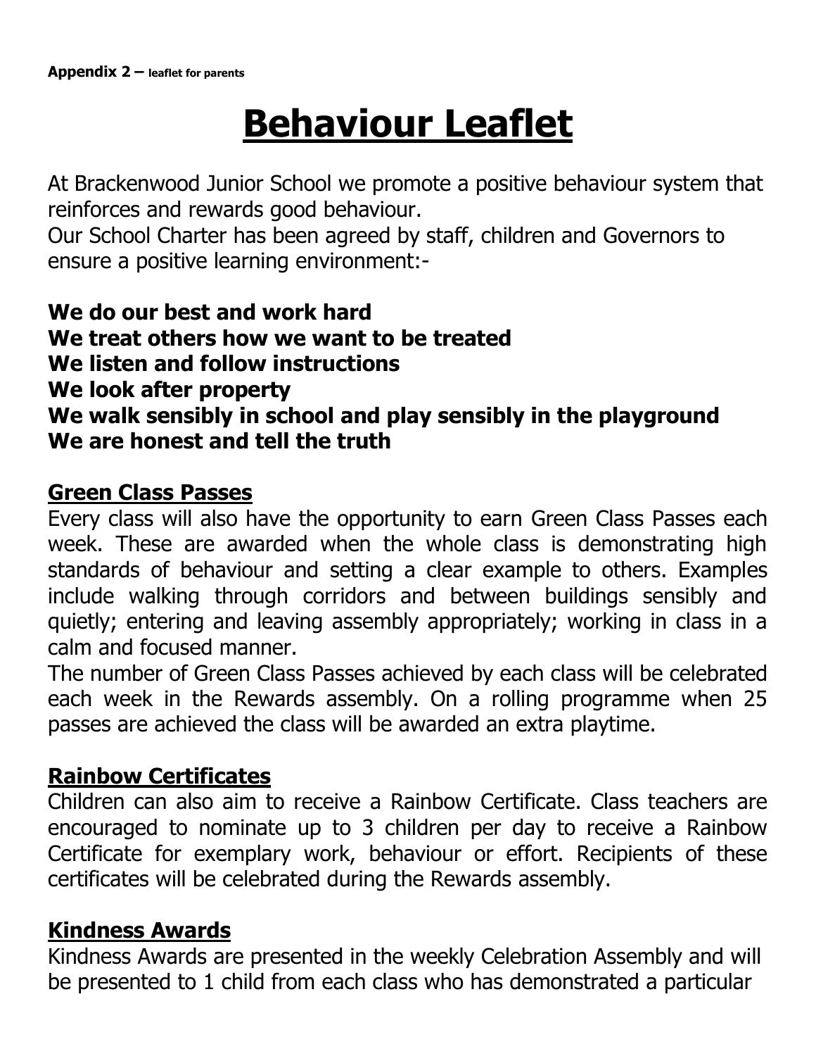**Appendix 2 –** **leaflet for parents**

# Behaviour Leaflet

At Brackenwood Junior School we promote a positive behaviour system that reinforces and rewards good behaviour.
Our School Charter has been agreed by staff, children and Governors to ensure a positive learning environment:-

**We do our best and work hard**
**We treat others how we want to be treated**
**We listen and follow instructions**
**We look after property**
**We walk sensibly in school and play sensibly in the playground**
**We are honest and tell the truth**

## Green Class Passes

Every class will also have the opportunity to earn Green Class Passes each week. These are awarded when the whole class is demonstrating high standards of behaviour and setting a clear example to others. Examples include walking through corridors and between buildings sensibly and quietly; entering and leaving assembly appropriately; working in class in a calm and focused manner.
The number of Green Class Passes achieved by each class will be celebrated each week in the Rewards assembly. On a rolling programme when 25 passes are achieved the class will be awarded an extra playtime.

## Rainbow Certificates

Children can also aim to receive a Rainbow Certificate. Class teachers are encouraged to nominate up to 3 children per day to receive a Rainbow Certificate for exemplary work, behaviour or effort. Recipients of these certificates will be celebrated during the Rewards assembly.

## Kindness Awards

Kindness Awards are presented in the weekly Celebration Assembly and will be presented to 1 child from each class who has demonstrated a particular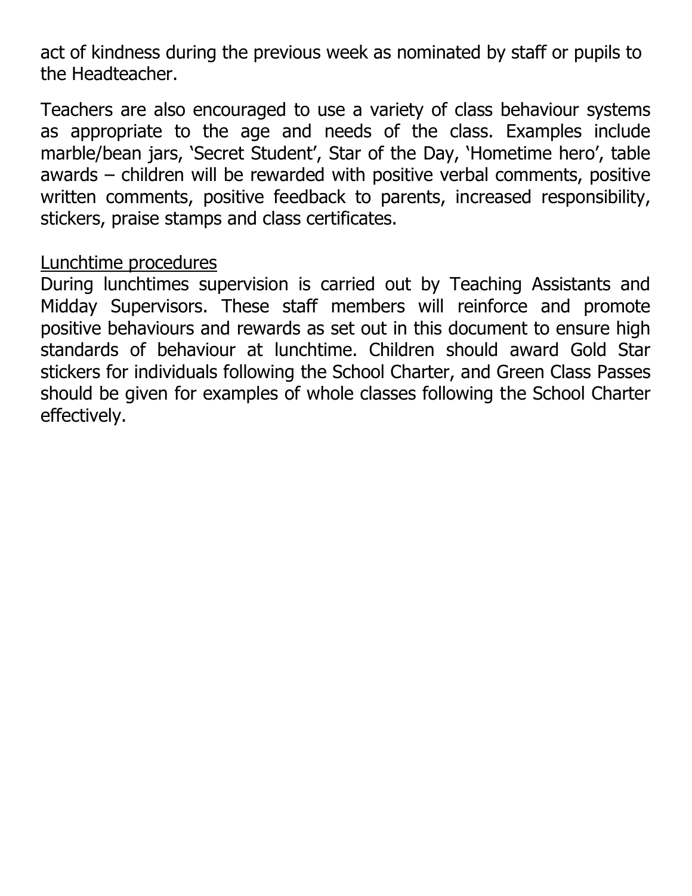act of kindness during the previous week as nominated by staff or pupils to the Headteacher.

Teachers are also encouraged to use a variety of class behaviour systems as appropriate to the age and needs of the class. Examples include marble/bean jars, 'Secret Student', Star of the Day, 'Hometime hero', table awards – children will be rewarded with positive verbal comments, positive written comments, positive feedback to parents, increased responsibility, stickers, praise stamps and class certificates.

Lunchtime procedures

During lunchtimes supervision is carried out by Teaching Assistants and Midday Supervisors. These staff members will reinforce and promote positive behaviours and rewards as set out in this document to ensure high standards of behaviour at lunchtime. Children should award Gold Star stickers for individuals following the School Charter, and Green Class Passes should be given for examples of whole classes following the School Charter effectively.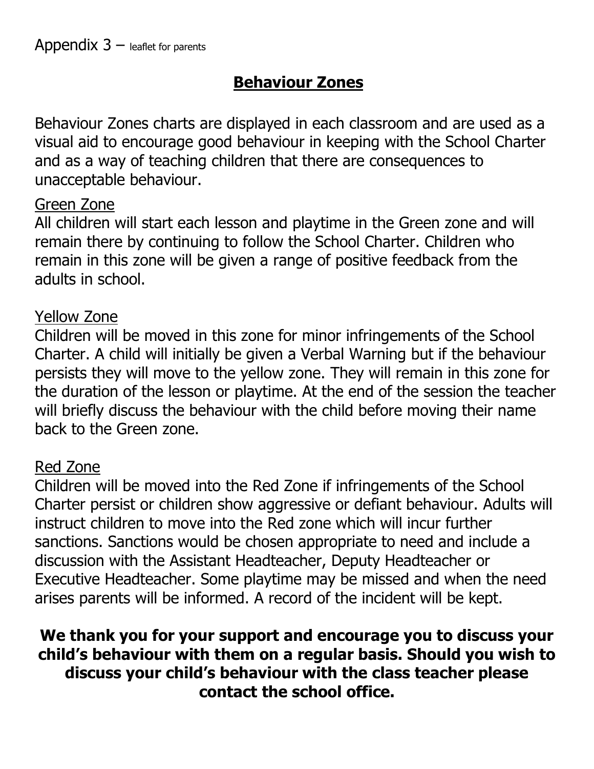Appendix 3 – leaflet for parents

## Behaviour Zones

Behaviour Zones charts are displayed in each classroom and are used as a visual aid to encourage good behaviour in keeping with the School Charter and as a way of teaching children that there are consequences to unacceptable behaviour.

### Green Zone

All children will start each lesson and playtime in the Green zone and will remain there by continuing to follow the School Charter. Children who remain in this zone will be given a range of positive feedback from the adults in school.

### Yellow Zone

Children will be moved in this zone for minor infringements of the School Charter. A child will initially be given a Verbal Warning but if the behaviour persists they will move to the yellow zone. They will remain in this zone for the duration of the lesson or playtime. At the end of the session the teacher will briefly discuss the behaviour with the child before moving their name back to the Green zone.

### Red Zone

Children will be moved into the Red Zone if infringements of the School Charter persist or children show aggressive or defiant behaviour. Adults will instruct children to move into the Red zone which will incur further sanctions. Sanctions would be chosen appropriate to need and include a discussion with the Assistant Headteacher, Deputy Headteacher or Executive Headteacher. Some playtime may be missed and when the need arises parents will be informed. A record of the incident will be kept.

**We thank you for your support and encourage you to discuss your child's behaviour with them on a regular basis. Should you wish to discuss your child's behaviour with the class teacher please contact the school office.**